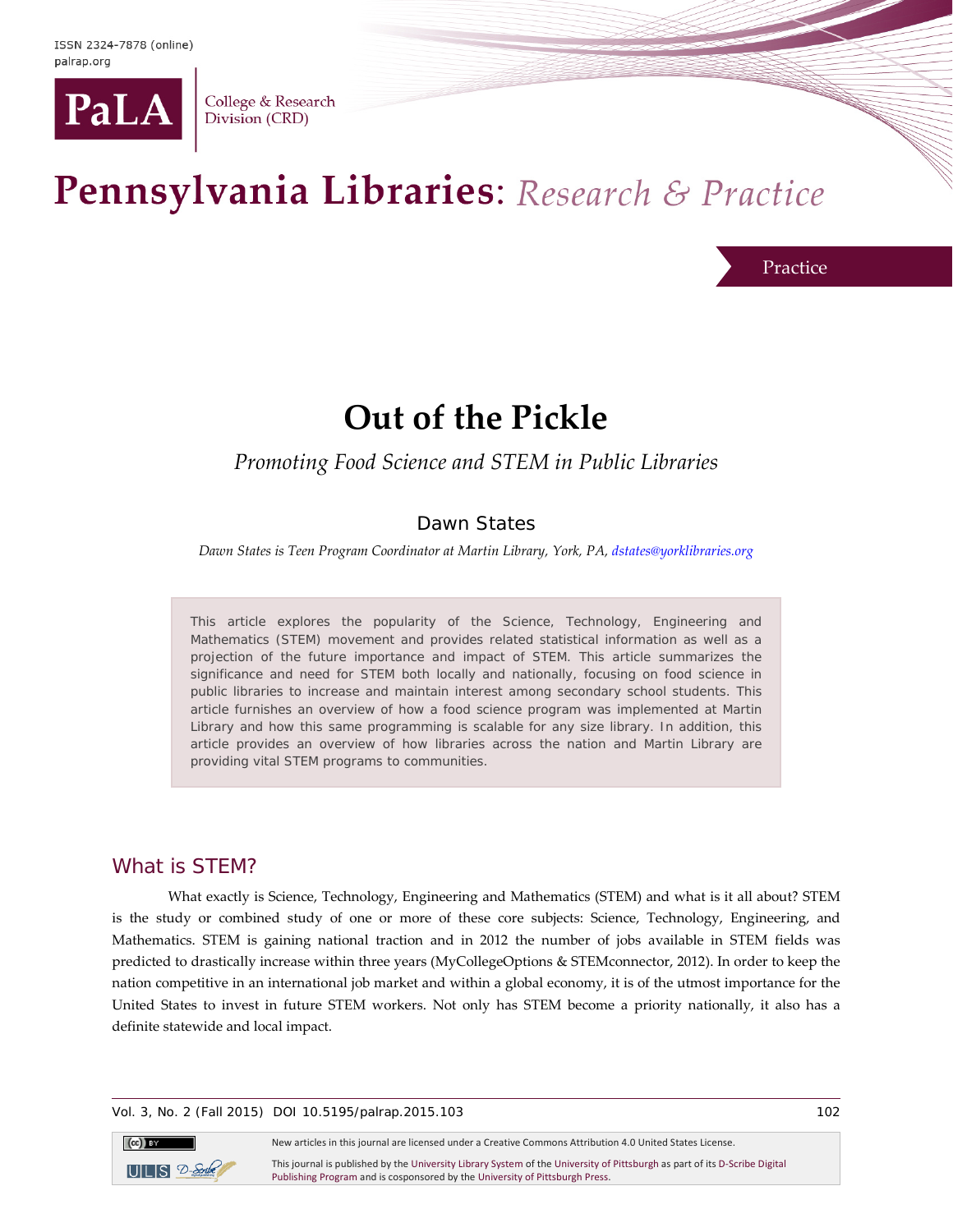# Out of the Pickle

*Promoting Food Science and STEM in Public Libraries*

Dawn States

*Dawn States is Teen Program Coordinator at Martin Library, York, PA, dstates@yorklibraries.org*

This article explores the popularity of the Science, Technology, Engineering and Mathematics (STEM) movement and provides related statistical information as well as a projection of the future importance and impact of STEM. This article summarizes the significance and need for STEM both locally and nationally, focusing on food science in public libraries to increase and maintain interest among secondary school students. This article furnishes an overview of how a food science program was implemented at Martin Library and how this same programming is scalable for any size library. In addition, this article provides an overview of how libraries across the nation and Martin Library are providing vital STEM programs to communities.

## What is STEM?

What exactly is Science, Technology, Engineering and Mathematics (STEM) and what is it all about? STEM is the study or combined study of one or more of these core subjects: Science, Technology, Engineering, and Mathematics. STEM is gaining national traction and in 2012 the number of jobs available in STEM fields was predicted to drastically increase within three years (MyCollegeOptions & STEMconnector, 2012). In order to keep the nation competitive in an international job market and within a global economy, it is of the utmost importance for the United States to invest in future STEM workers. Not only has STEM become a priority nationally, it also has a definite statewide and local impact.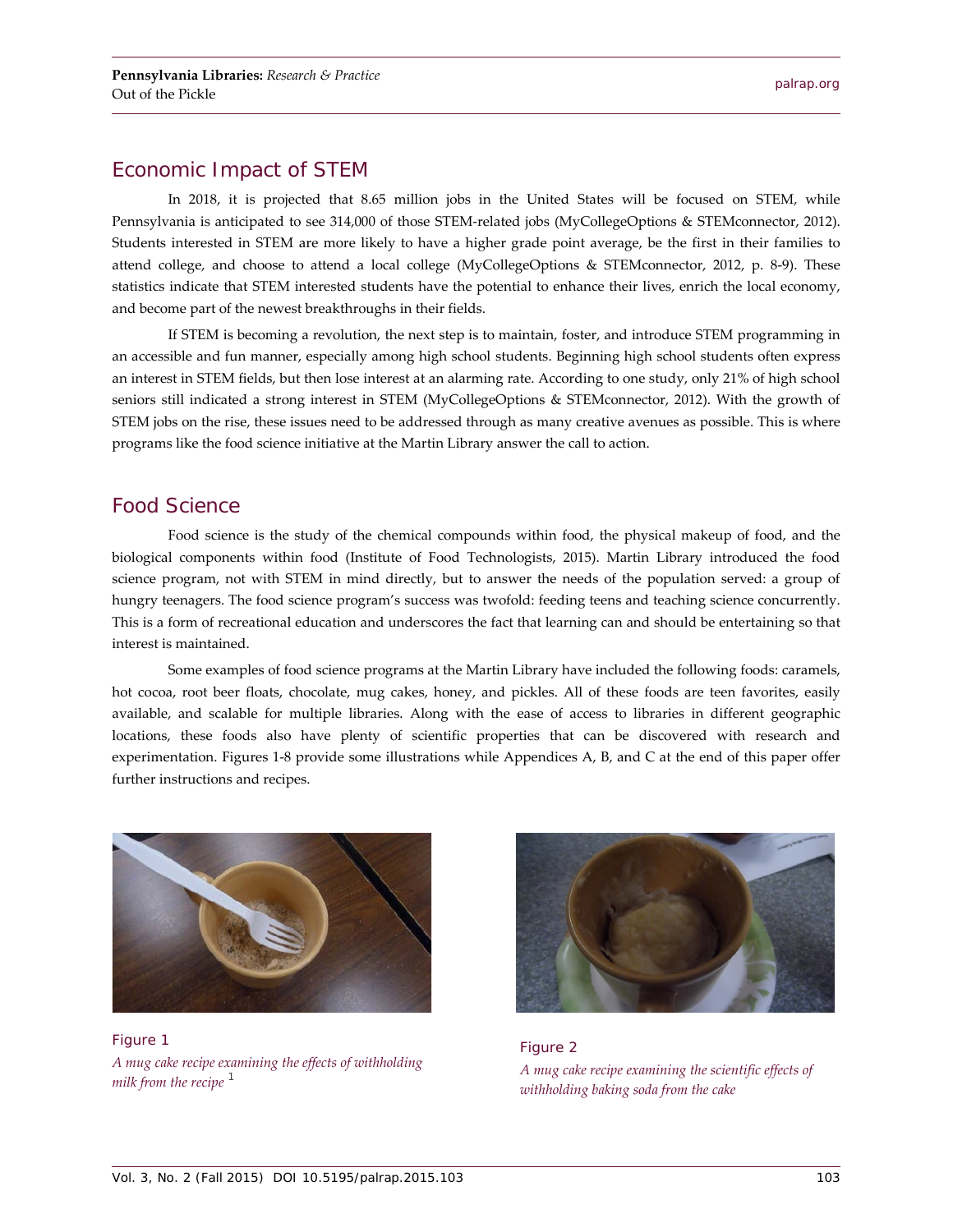## Economic Impact of STEM

In 2018, it is projected that 8.65 million jobs in the United States will be focused on STEM, while Pennsylvania is anticipated to see 314,000 of those STEM-related jobs (MyCollegeOptions & STEMconnector, 2012). Students interested in STEM are more likely to have a higher grade point average, be the first in their families to attend college, and choose to attend a local college (MyCollegeOptions & STEMconnector, 2012, p. 8-9). These statistics indicate that STEM interested students have the potential to enhance their lives, enrich the local economy, and become part of the newest breakthroughs in their fields.

If STEM is becoming a revolution, the next step is to maintain, foster, and introduce STEM programming in an accessible and fun manner, especially among high school students. Beginning high school students often express an interest in STEM fields, but then lose interest at an alarming rate. According to one study, only 21% of high school seniors still indicated a strong interest in STEM (MyCollegeOptions & STEMconnector, 2012). With the growth of STEM jobs on the rise, these issues need to be addressed through as many creative avenues as possible. This is where programs like the food science initiative at the Martin Library answer the call to action.

## Food Science

Food science is the study of the chemical compounds within food, the physical makeup of food, and the biological components within food (Institute of Food Technologists, 2015). Martin Library introduced the food science program, not with STEM in mind directly, but to answer the needs of the population served: a group of hungry teenagers. The food science program's success was twofold: feeding teens and teaching science concurrently. This is a form of recreational education and underscores the fact that learning can and should be entertaining so that interest is maintained.

Some examples of food science programs at the Martin Library have included the following foods: caramels, hot cocoa, root beer floats, chocolate, mug cakes, honey, and pickles. All of these foods are teen favorites, easily available, and scalable for multiple libraries. Along with the ease of access to libraries in different geographic locations, these foods also have plenty of scientific properties that can be discovered with research and experimentation. Figures 1-8 provide some illustrations while Appendices A, B, and C at the end of this paper offer further instructions and recipes.

Figure 1

*A mug cake recipe examining the effects of withholding milk from the recipe* [1]

Figure 2

*A mug cake recipe examining the scientific effects of withholding baking soda from the cake*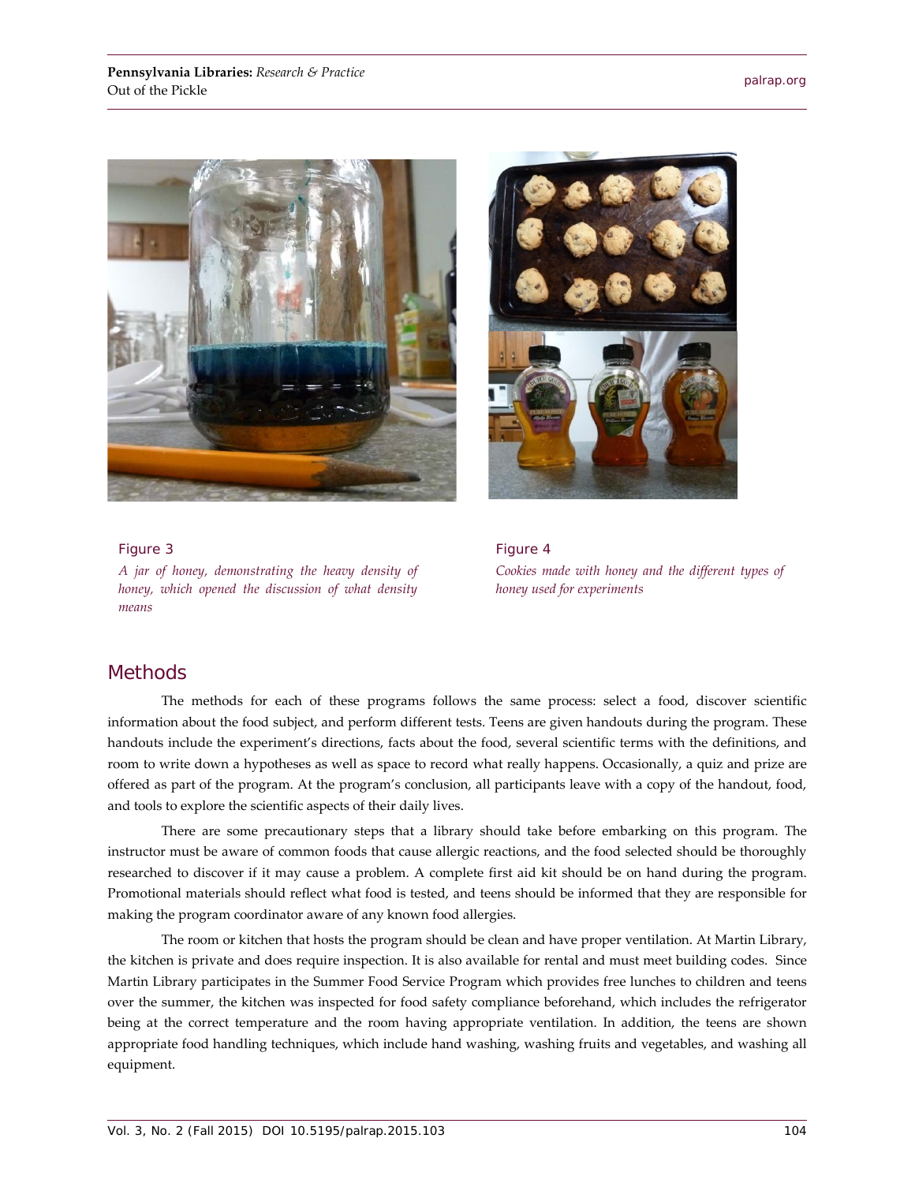Figure 3

*A jar of honey, demonstrating the heavy density of honey, which opened the discussion of what density means*

Figure 4

*Cookies made with honey and the different types of honey used for experiments*

## Methods

The methods for each of these programs follows the same process: select a food, discover scientific information about the food subject, and perform different tests. Teens are given handouts during the program. These handouts include the experiment's directions, facts about the food, several scientific terms with the definitions, and room to write down a hypotheses as well as space to record what really happens. Occasionally, a quiz and prize are offered as part of the program. At the program's conclusion, all participants leave with a copy of the handout, food, and tools to explore the scientific aspects of their daily lives.

There are some precautionary steps that a library should take before embarking on this program. The instructor must be aware of common foods that cause allergic reactions, and the food selected should be thoroughly researched to discover if it may cause a problem. A complete first aid kit should be on hand during the program. Promotional materials should reflect what food is tested, and teens should be informed that they are responsible for making the program coordinator aware of any known food allergies.

The room or kitchen that hosts the program should be clean and have proper ventilation. At Martin Library, the kitchen is private and does require inspection. It is also available for rental and must meet building codes. Since Martin Library participates in the Summer Food Service Program which provides free lunches to children and teens over the summer, the kitchen was inspected for food safety compliance beforehand, which includes the refrigerator being at the correct temperature and the room having appropriate ventilation. In addition, the teens are shown appropriate food handling techniques, which include hand washing, washing fruits and vegetables, and washing all equipment.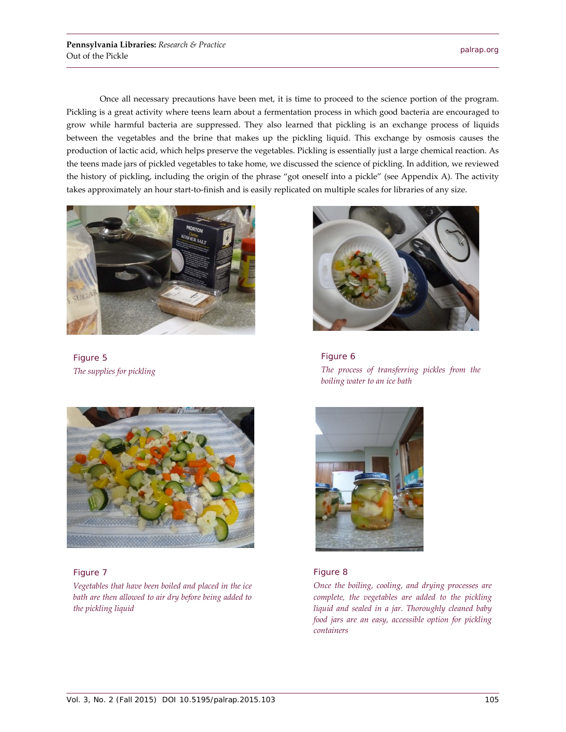Once all necessary precautions have been met, it is time to proceed to the science portion of the program. Pickling is a great activity where teens learn about a fermentation process in which good bacteria are encouraged to grow while harmful bacteria are suppressed. They also learned that pickling is an exchange process of liquids between the vegetables and the brine that makes up the pickling liquid. This exchange by osmosis causes the production of lactic acid, which helps preserve the vegetables. Pickling is essentially just a large chemical reaction. As the teens made jars of pickled vegetables to take home, we discussed the science of pickling. In addition, we reviewed the history of pickling, including the origin of the phrase "got oneself into a pickle" (see Appendix A). The activity takes approximately an hour start-to-finish and is easily replicated on multiple scales for libraries of any size.

Figure 5

*The supplies for pickling*

Figure 6

*The process of transferring pickles from the boiling water to an ice bath*

Figure 7

*Vegetables that have been boiled and placed in the ice bath are then allowed to air dry before being added to the pickling liquid*

Figure 8

*Once the boiling, cooling, and drying processes are complete, the vegetables are added to the pickling liquid and sealed in a jar. Thoroughly cleaned baby food jars are an easy, accessible option for pickling containers*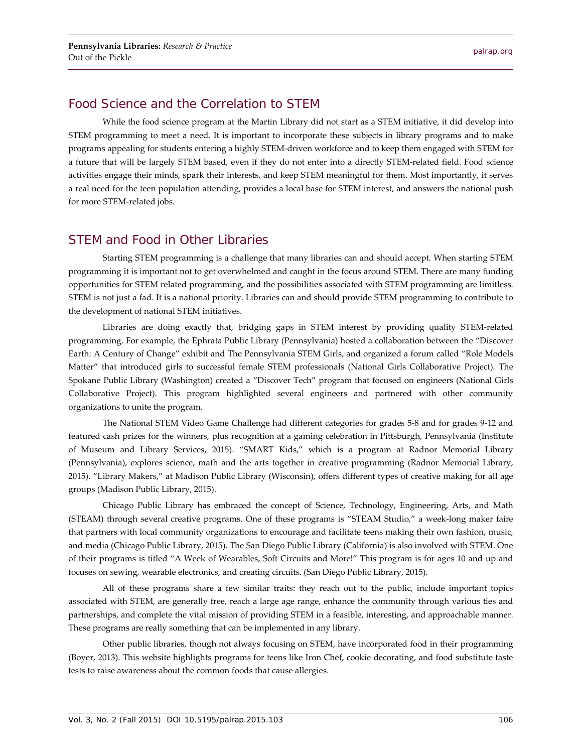## Food Science and the Correlation to STEM

While the food science program at the Martin Library did not start as a STEM initiative, it did develop into STEM programming to meet a need. It is important to incorporate these subjects in library programs and to make programs appealing for students entering a highly STEM-driven workforce and to keep them engaged with STEM for a future that will be largely STEM based, even if they do not enter into a directly STEM-related field. Food science activities engage their minds, spark their interests, and keep STEM meaningful for them. Most importantly, it serves a real need for the teen population attending, provides a local base for STEM interest, and answers the national push for more STEM-related jobs.

## STEM and Food in Other Libraries

Starting STEM programming is a challenge that many libraries can and should accept. When starting STEM programming it is important not to get overwhelmed and caught in the focus around STEM. There are many funding opportunities for STEM related programming, and the possibilities associated with STEM programming are limitless. STEM is not just a fad. It is a national priority. Libraries can and should provide STEM programming to contribute to the development of national STEM initiatives.

Libraries are doing exactly that, bridging gaps in STEM interest by providing quality STEM-related programming. For example, the Ephrata Public Library (Pennsylvania) hosted a collaboration between the "Discover Earth: A Century of Change" exhibit and The Pennsylvania STEM Girls, and organized a forum called "Role Models Matter" that introduced girls to successful female STEM professionals (National Girls Collaborative Project). The Spokane Public Library (Washington) created a "Discover Tech" program that focused on engineers (National Girls Collaborative Project). This program highlighted several engineers and partnered with other community organizations to unite the program.

The National STEM Video Game Challenge had different categories for grades 5-8 and for grades 9-12 and featured cash prizes for the winners, plus recognition at a gaming celebration in Pittsburgh, Pennsylvania (Institute of Museum and Library Services, 2015). "SMART Kids," which is a program at Radnor Memorial Library (Pennsylvania), explores science, math and the arts together in creative programming (Radnor Memorial Library, 2015). "Library Makers," at Madison Public Library (Wisconsin), offers different types of creative making for all age groups (Madison Public Library, 2015).

Chicago Public Library has embraced the concept of Science, Technology, Engineering, Arts, and Math (STEAM) through several creative programs. One of these programs is "STEAM Studio," a week-long maker faire that partners with local community organizations to encourage and facilitate teens making their own fashion, music, and media (Chicago Public Library, 2015). The San Diego Public Library (California) is also involved with STEM. One of their programs is titled "A Week of Wearables, Soft Circuits and More!" This program is for ages 10 and up and focuses on sewing, wearable electronics, and creating circuits. (San Diego Public Library, 2015).

All of these programs share a few similar traits: they reach out to the public, include important topics associated with STEM, are generally free, reach a large age range, enhance the community through various ties and partnerships, and complete the vital mission of providing STEM in a feasible, interesting, and approachable manner. These programs are really something that can be implemented in any library.

Other public libraries, though not always focusing on STEM, have incorporated food in their programming (Boyer, 2013). This website highlights programs for teens like Iron Chef, cookie decorating, and food substitute taste tests to raise awareness about the common foods that cause allergies.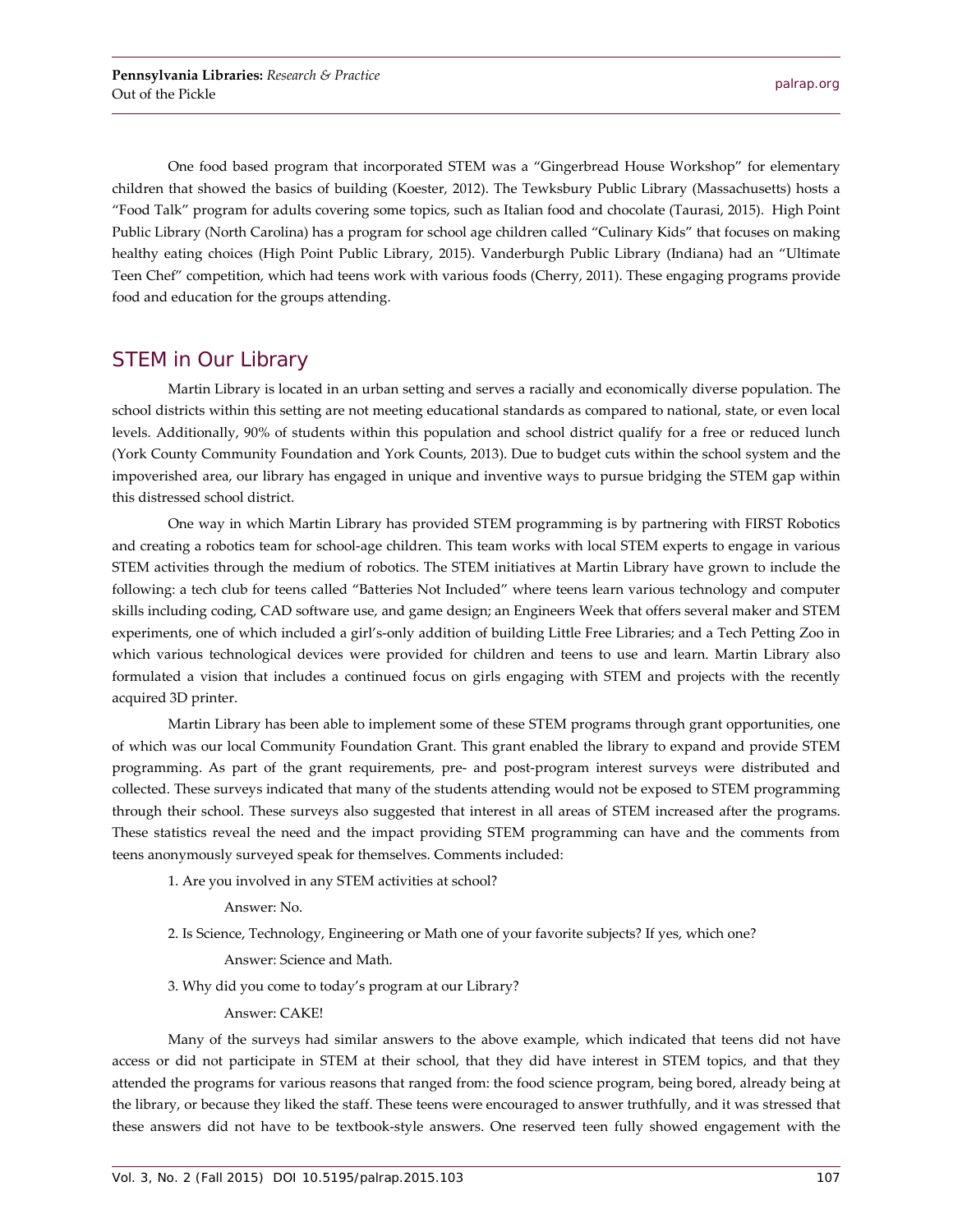One food based program that incorporated STEM was a "Gingerbread House Workshop" for elementary children that showed the basics of building (Koester, 2012). The Tewksbury Public Library (Massachusetts) hosts a "Food Talk" program for adults covering some topics, such as Italian food and chocolate (Taurasi, 2015). High Point Public Library (North Carolina) has a program for school age children called "Culinary Kids" that focuses on making healthy eating choices (High Point Public Library, 2015). Vanderburgh Public Library (Indiana) had an "Ultimate Teen Chef" competition, which had teens work with various foods (Cherry, 2011). These engaging programs provide food and education for the groups attending.

## STEM in Our Library

Martin Library is located in an urban setting and serves a racially and economically diverse population. The school districts within this setting are not meeting educational standards as compared to national, state, or even local levels. Additionally, 90% of students within this population and school district qualify for a free or reduced lunch (York County Community Foundation and York Counts, 2013). Due to budget cuts within the school system and the impoverished area, our library has engaged in unique and inventive ways to pursue bridging the STEM gap within this distressed school district.

One way in which Martin Library has provided STEM programming is by partnering with FIRST Robotics and creating a robotics team for school-age children. This team works with local STEM experts to engage in various STEM activities through the medium of robotics. The STEM initiatives at Martin Library have grown to include the following: a tech club for teens called "Batteries Not Included" where teens learn various technology and computer skills including coding, CAD software use, and game design; an Engineers Week that offers several maker and STEM experiments, one of which included a girl's-only addition of building Little Free Libraries; and a Tech Petting Zoo in which various technological devices were provided for children and teens to use and learn. Martin Library also formulated a vision that includes a continued focus on girls engaging with STEM and projects with the recently acquired 3D printer.

Martin Library has been able to implement some of these STEM programs through grant opportunities, one of which was our local Community Foundation Grant. This grant enabled the library to expand and provide STEM programming. As part of the grant requirements, pre- and post-program interest surveys were distributed and collected. These surveys indicated that many of the students attending would not be exposed to STEM programming through their school. These surveys also suggested that interest in all areas of STEM increased after the programs. These statistics reveal the need and the impact providing STEM programming can have and the comments from teens anonymously surveyed speak for themselves. Comments included:

1. Are you involved in any STEM activities at school?

   Answer: No.

2. Is Science, Technology, Engineering or Math one of your favorite subjects? If yes, which one?

   Answer: Science and Math.

3. Why did you come to today's program at our Library?

   Answer: CAKE!

Many of the surveys had similar answers to the above example, which indicated that teens did not have access or did not participate in STEM at their school, that they did have interest in STEM topics, and that they attended the programs for various reasons that ranged from: the food science program, being bored, already being at the library, or because they liked the staff. These teens were encouraged to answer truthfully, and it was stressed that these answers did not have to be textbook-style answers. One reserved teen fully showed engagement with the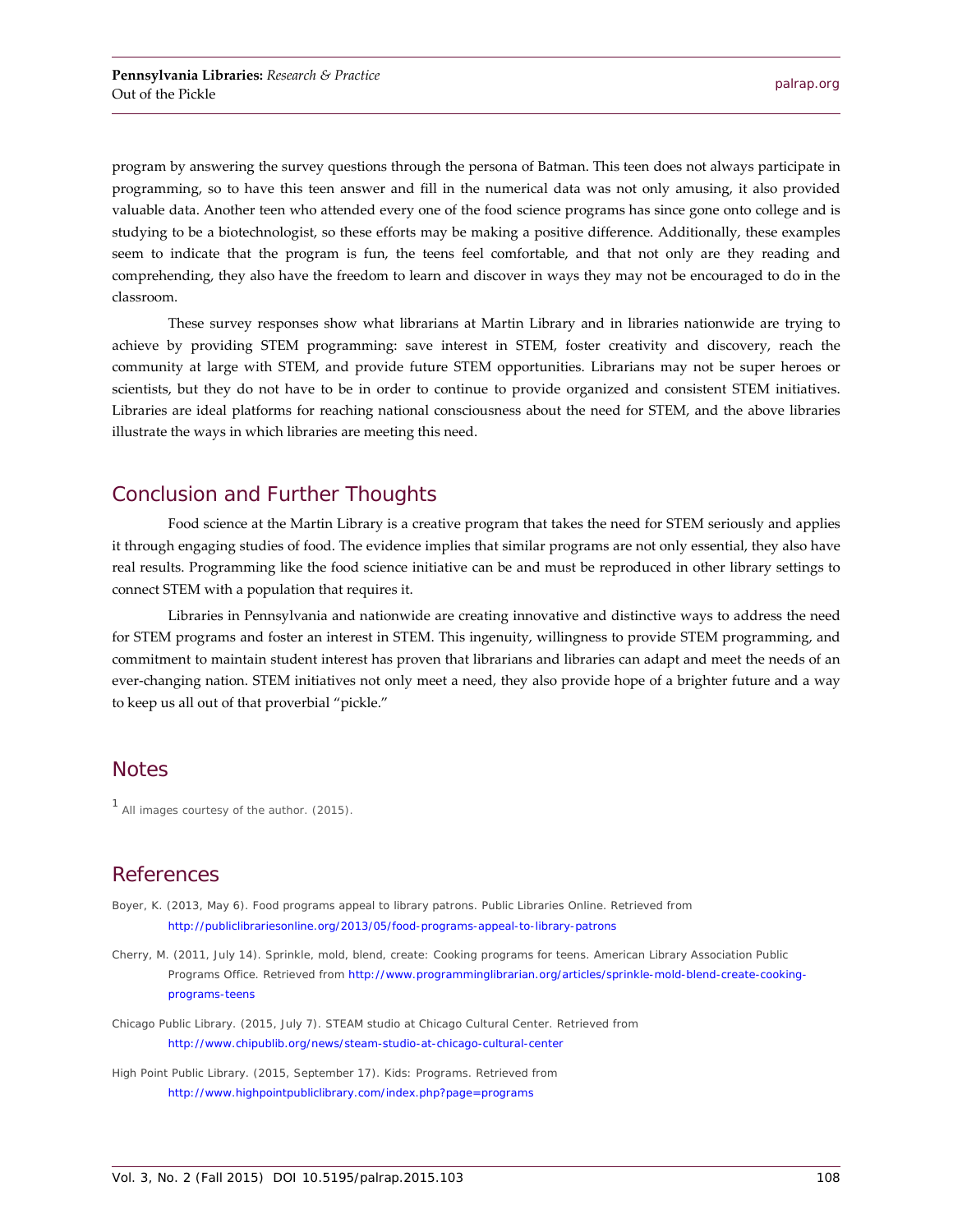program by answering the survey questions through the persona of Batman. This teen does not always participate in programming, so to have this teen answer and fill in the numerical data was not only amusing, it also provided valuable data. Another teen who attended every one of the food science programs has since gone onto college and is studying to be a biotechnologist, so these efforts may be making a positive difference. Additionally, these examples seem to indicate that the program is fun, the teens feel comfortable, and that not only are they reading and comprehending, they also have the freedom to learn and discover in ways they may not be encouraged to do in the classroom.

These survey responses show what librarians at Martin Library and in libraries nationwide are trying to achieve by providing STEM programming: save interest in STEM, foster creativity and discovery, reach the community at large with STEM, and provide future STEM opportunities. Librarians may not be super heroes or scientists, but they do not have to be in order to continue to provide organized and consistent STEM initiatives. Libraries are ideal platforms for reaching national consciousness about the need for STEM, and the above libraries illustrate the ways in which libraries are meeting this need.

## Conclusion and Further Thoughts

Food science at the Martin Library is a creative program that takes the need for STEM seriously and applies it through engaging studies of food. The evidence implies that similar programs are not only essential, they also have real results. Programming like the food science initiative can be and must be reproduced in other library settings to connect STEM with a population that requires it.

Libraries in Pennsylvania and nationwide are creating innovative and distinctive ways to address the need for STEM programs and foster an interest in STEM. This ingenuity, willingness to provide STEM programming, and commitment to maintain student interest has proven that librarians and libraries can adapt and meet the needs of an ever-changing nation. STEM initiatives not only meet a need, they also provide hope of a brighter future and a way to keep us all out of that proverbial "pickle."

## Notes

[1] All images courtesy of the author. (2015).

## References

Boyer, K. (2013, May 6). Food programs appeal to library patrons. Public Libraries Online. Retrieved from http://publiclibrariesonline.org/2013/05/food-programs-appeal-to-library-patrons

Cherry, M. (2011, July 14). Sprinkle, mold, blend, create: Cooking programs for teens. American Library Association Public Programs Office. Retrieved from http://www.programminglibrarian.org/articles/sprinkle-mold-blend-create-cooking-programs-teens

Chicago Public Library. (2015, July 7). STEAM studio at Chicago Cultural Center. Retrieved from http://www.chipublib.org/news/steam-studio-at-chicago-cultural-center

High Point Public Library. (2015, September 17). Kids: Programs. Retrieved from http://www.highpointpubliclibrary.com/index.php?page=programs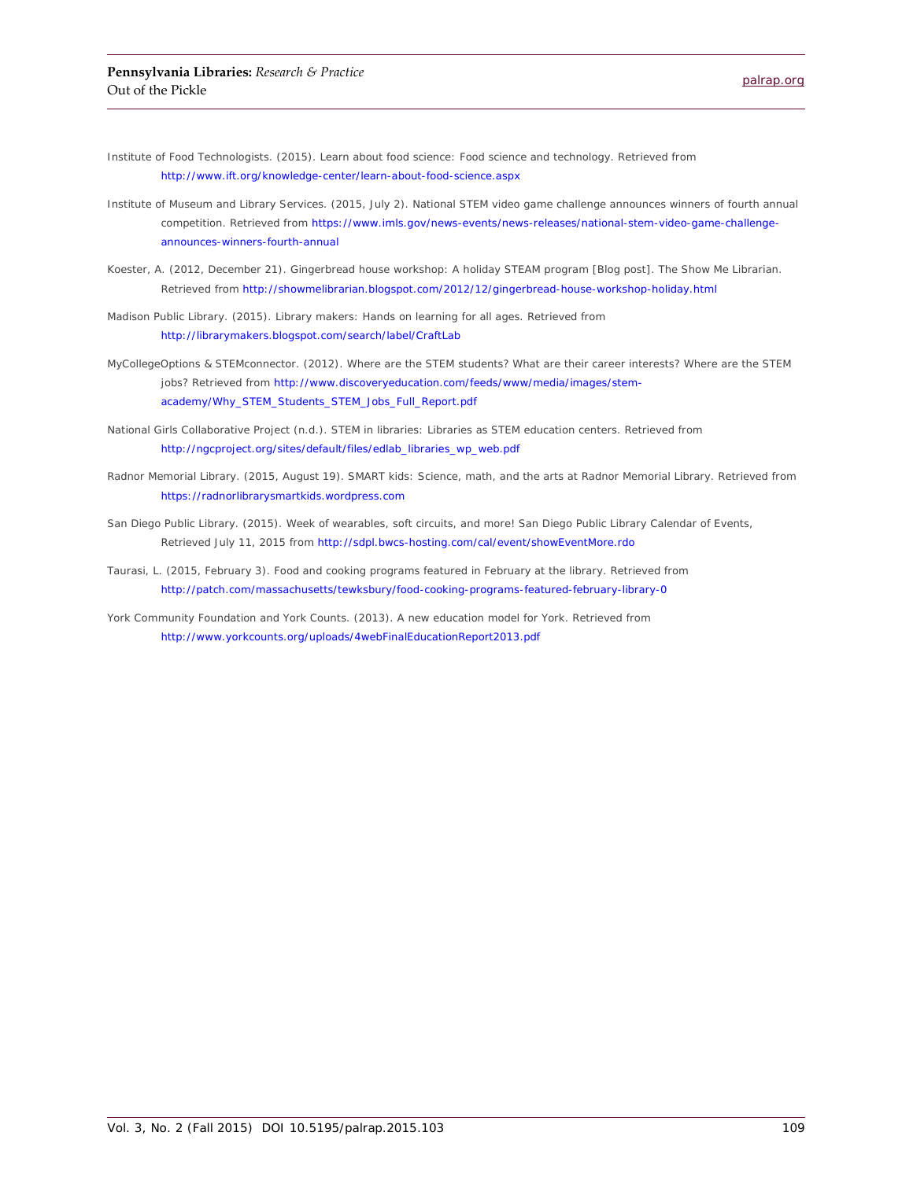Institute of Food Technologists. (2015). Learn about food science: Food science and technology. Retrieved from http://www.ift.org/knowledge-center/learn-about-food-science.aspx

Institute of Museum and Library Services. (2015, July 2). National STEM video game challenge announces winners of fourth annual competition. Retrieved from https://www.imls.gov/news-events/news-releases/national-stem-video-game-challenge-announces-winners-fourth-annual

Koester, A. (2012, December 21). Gingerbread house workshop: A holiday STEAM program [Blog post]. The Show Me Librarian. Retrieved from http://showmelibrarian.blogspot.com/2012/12/gingerbread-house-workshop-holiday.html

Madison Public Library. (2015). Library makers: Hands on learning for all ages. Retrieved from http://librarymakers.blogspot.com/search/label/CraftLab

MyCollegeOptions & STEMconnector. (2012). Where are the STEM students? What are their career interests? Where are the STEM jobs? Retrieved from http://www.discoveryeducation.com/feeds/www/media/images/stem-academy/Why_STEM_Students_STEM_Jobs_Full_Report.pdf

National Girls Collaborative Project (n.d.). STEM in libraries: Libraries as STEM education centers. Retrieved from http://ngcproject.org/sites/default/files/edlab_libraries_wp_web.pdf

Radnor Memorial Library. (2015, August 19). SMART kids: Science, math, and the arts at Radnor Memorial Library. Retrieved from https://radnorlibrarysmartkids.wordpress.com

San Diego Public Library. (2015). Week of wearables, soft circuits, and more! San Diego Public Library Calendar of Events, Retrieved July 11, 2015 from http://sdpl.bwcs-hosting.com/cal/event/showEventMore.rdo

Taurasi, L. (2015, February 3). Food and cooking programs featured in February at the library. Retrieved from http://patch.com/massachusetts/tewksbury/food-cooking-programs-featured-february-library-0

York Community Foundation and York Counts. (2013). A new education model for York. Retrieved from http://www.yorkcounts.org/uploads/4webFinalEducationReport2013.pdf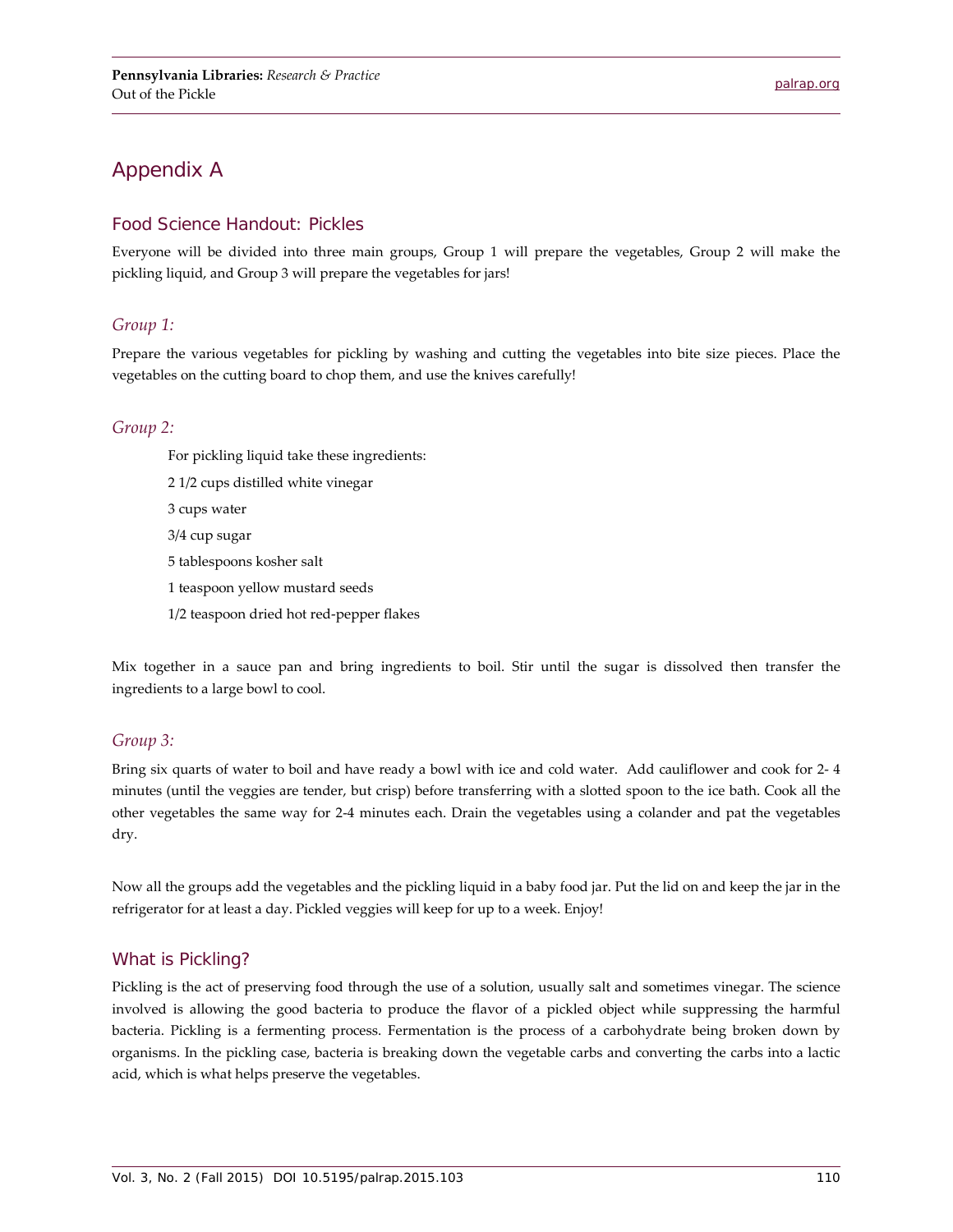# Appendix A

## Food Science Handout: Pickles

Everyone will be divided into three main groups, Group 1 will prepare the vegetables, Group 2 will make the pickling liquid, and Group 3 will prepare the vegetables for jars!

### *Group 1:*

Prepare the various vegetables for pickling by washing and cutting the vegetables into bite size pieces. Place the vegetables on the cutting board to chop them, and use the knives carefully!

### *Group 2:*

For pickling liquid take these ingredients:

2 1/2 cups distilled white vinegar

3 cups water

3/4 cup sugar

5 tablespoons kosher salt

1 teaspoon yellow mustard seeds

1/2 teaspoon dried hot red-pepper flakes

Mix together in a sauce pan and bring ingredients to boil. Stir until the sugar is dissolved then transfer the ingredients to a large bowl to cool.

### *Group 3:*

Bring six quarts of water to boil and have ready a bowl with ice and cold water. Add cauliflower and cook for 2- 4 minutes (until the veggies are tender, but crisp) before transferring with a slotted spoon to the ice bath. Cook all the other vegetables the same way for 2-4 minutes each. Drain the vegetables using a colander and pat the vegetables dry.

Now all the groups add the vegetables and the pickling liquid in a baby food jar. Put the lid on and keep the jar in the refrigerator for at least a day. Pickled veggies will keep for up to a week. Enjoy!

## What is Pickling?

Pickling is the act of preserving food through the use of a solution, usually salt and sometimes vinegar. The science involved is allowing the good bacteria to produce the flavor of a pickled object while suppressing the harmful bacteria. Pickling is a fermenting process. Fermentation is the process of a carbohydrate being broken down by organisms. In the pickling case, bacteria is breaking down the vegetable carbs and converting the carbs into a lactic acid, which is what helps preserve the vegetables.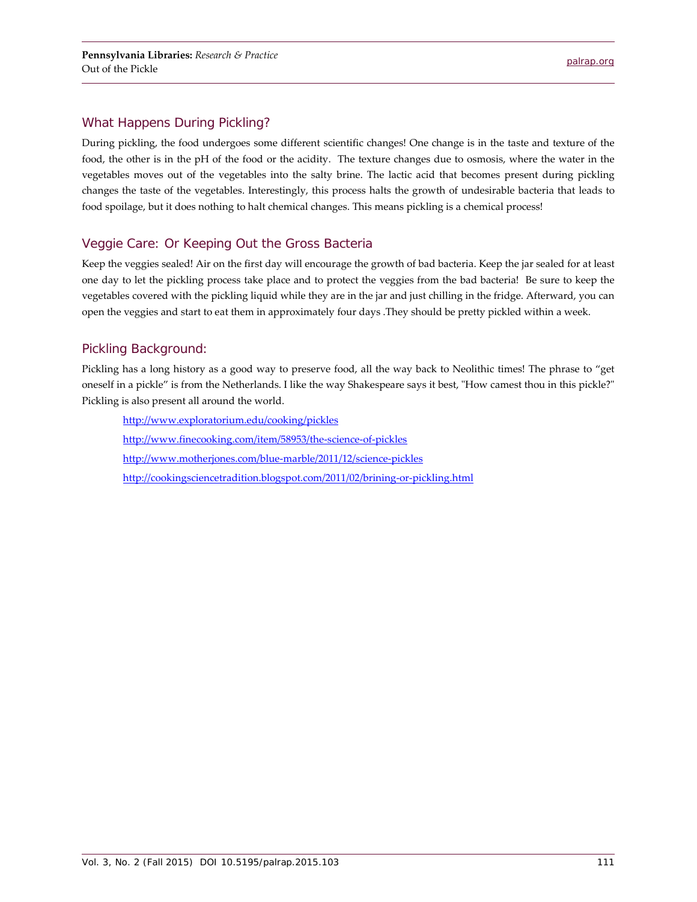## What Happens During Pickling?

During pickling, the food undergoes some different scientific changes! One change is in the taste and texture of the food, the other is in the pH of the food or the acidity. The texture changes due to osmosis, where the water in the vegetables moves out of the vegetables into the salty brine. The lactic acid that becomes present during pickling changes the taste of the vegetables. Interestingly, this process halts the growth of undesirable bacteria that leads to food spoilage, but it does nothing to halt chemical changes. This means pickling is a chemical process!

## Veggie Care: Or Keeping Out the Gross Bacteria

Keep the veggies sealed! Air on the first day will encourage the growth of bad bacteria. Keep the jar sealed for at least one day to let the pickling process take place and to protect the veggies from the bad bacteria! Be sure to keep the vegetables covered with the pickling liquid while they are in the jar and just chilling in the fridge. Afterward, you can open the veggies and start to eat them in approximately four days .They should be pretty pickled within a week.

## Pickling Background:

Pickling has a long history as a good way to preserve food, all the way back to Neolithic times! The phrase to "get oneself in a pickle" is from the Netherlands. I like the way Shakespeare says it best, "How camest thou in this pickle?" Pickling is also present all around the world.

http://www.exploratorium.edu/cooking/pickles

http://www.finecooking.com/item/58953/the-science-of-pickles

http://www.motherjones.com/blue-marble/2011/12/science-pickles

http://cookingsciencetradition.blogspot.com/2011/02/brining-or-pickling.html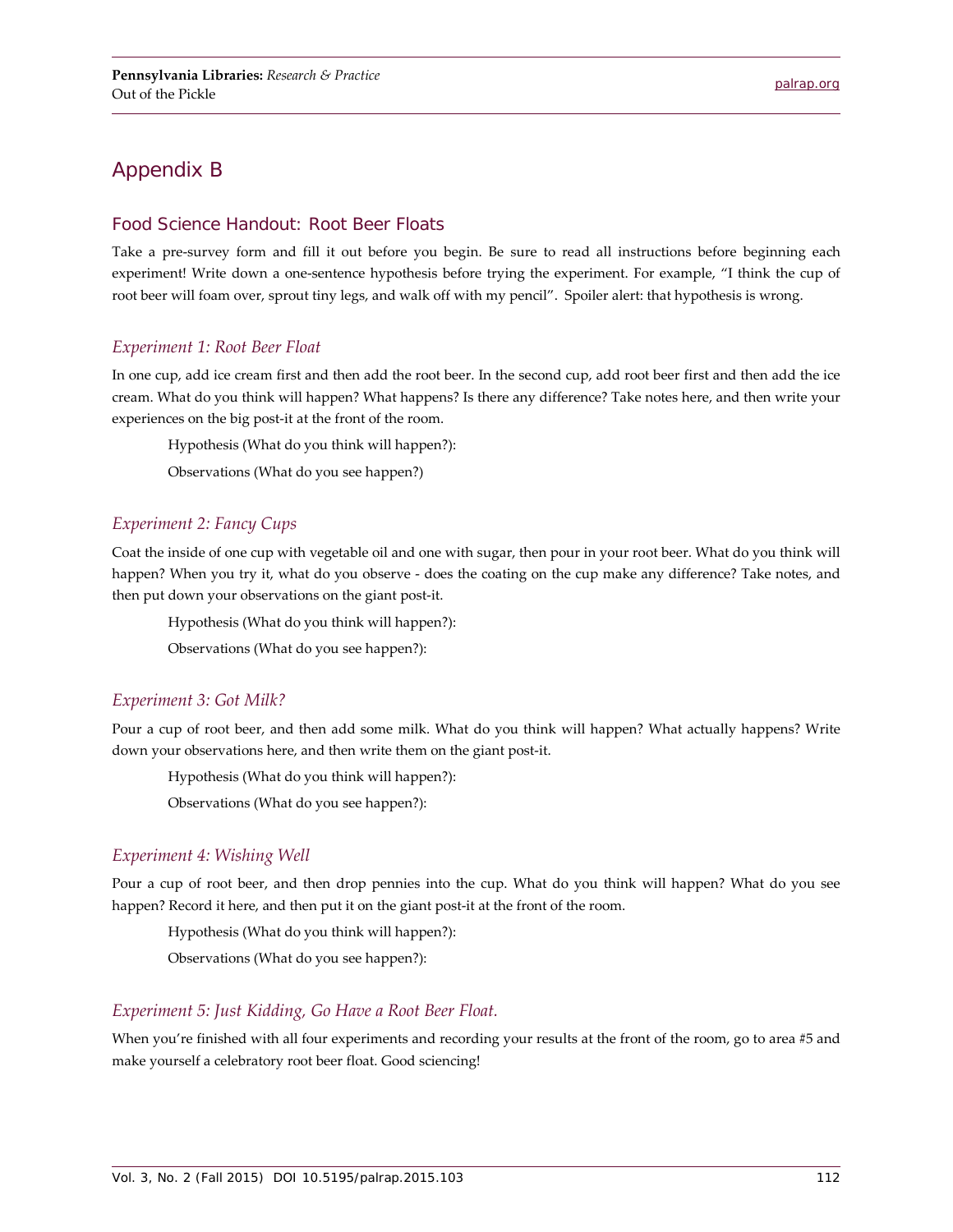## Appendix B

### Food Science Handout: Root Beer Floats

Take a pre-survey form and fill it out before you begin. Be sure to read all instructions before beginning each experiment! Write down a one-sentence hypothesis before trying the experiment. For example, "I think the cup of root beer will foam over, sprout tiny legs, and walk off with my pencil". Spoiler alert: that hypothesis is wrong.

#### *Experiment 1: Root Beer Float*

In one cup, add ice cream first and then add the root beer. In the second cup, add root beer first and then add the ice cream. What do you think will happen? What happens? Is there any difference? Take notes here, and then write your experiences on the big post-it at the front of the room.

Hypothesis (What do you think will happen?):

Observations (What do you see happen?)

#### *Experiment 2: Fancy Cups*

Coat the inside of one cup with vegetable oil and one with sugar, then pour in your root beer. What do you think will happen? When you try it, what do you observe - does the coating on the cup make any difference? Take notes, and then put down your observations on the giant post-it.

Hypothesis (What do you think will happen?):

Observations (What do you see happen?):

#### *Experiment 3: Got Milk?*

Pour a cup of root beer, and then add some milk. What do you think will happen? What actually happens? Write down your observations here, and then write them on the giant post-it.

Hypothesis (What do you think will happen?):

Observations (What do you see happen?):

#### *Experiment 4: Wishing Well*

Pour a cup of root beer, and then drop pennies into the cup. What do you think will happen? What do you see happen? Record it here, and then put it on the giant post-it at the front of the room.

Hypothesis (What do you think will happen?):

Observations (What do you see happen?):

#### *Experiment 5: Just Kidding, Go Have a Root Beer Float.*

When you're finished with all four experiments and recording your results at the front of the room, go to area #5 and make yourself a celebratory root beer float. Good sciencing!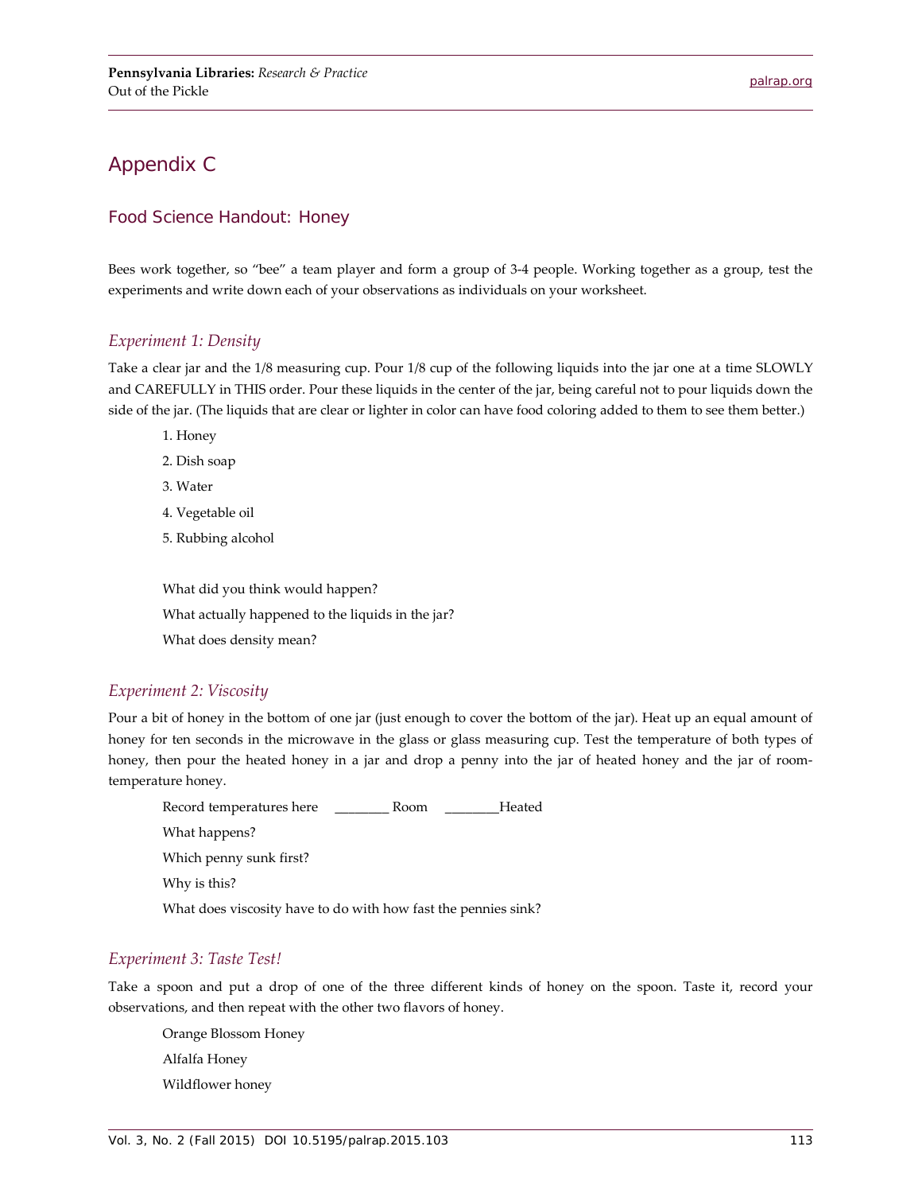# Appendix C

## Food Science Handout: Honey

Bees work together, so "bee" a team player and form a group of 3-4 people. Working together as a group, test the experiments and write down each of your observations as individuals on your worksheet.

### *Experiment 1: Density*

Take a clear jar and the 1/8 measuring cup. Pour 1/8 cup of the following liquids into the jar one at a time SLOWLY and CAREFULLY in THIS order. Pour these liquids in the center of the jar, being careful not to pour liquids down the side of the jar. (The liquids that are clear or lighter in color can have food coloring added to them to see them better.)

1. Honey
2. Dish soap
3. Water
4. Vegetable oil
5. Rubbing alcohol

What did you think would happen?

What actually happened to the liquids in the jar?

What does density mean?

### *Experiment 2: Viscosity*

Pour a bit of honey in the bottom of one jar (just enough to cover the bottom of the jar). Heat up an equal amount of honey for ten seconds in the microwave in the glass or glass measuring cup. Test the temperature of both types of honey, then pour the heated honey in a jar and drop a penny into the jar of heated honey and the jar of room-temperature honey.

Record temperatures here ________ Room ________Heated

What happens?

Which penny sunk first?

Why is this?

What does viscosity have to do with how fast the pennies sink?

### *Experiment 3: Taste Test!*

Take a spoon and put a drop of one of the three different kinds of honey on the spoon. Taste it, record your observations, and then repeat with the other two flavors of honey.

Orange Blossom Honey

Alfalfa Honey

Wildflower honey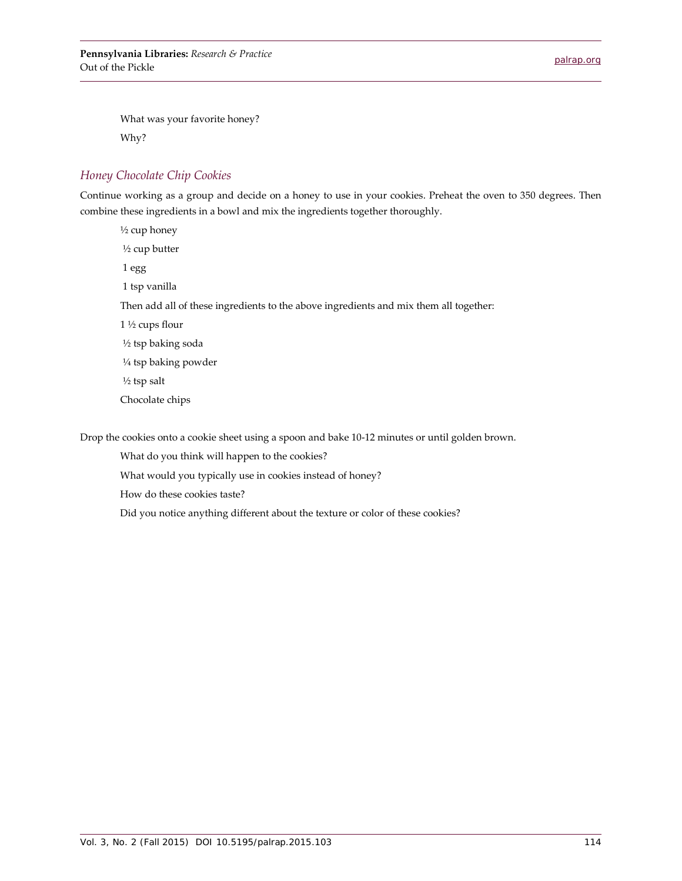What was your favorite honey?

Why?

### *Honey Chocolate Chip Cookies*

Continue working as a group and decide on a honey to use in your cookies. Preheat the oven to 350 degrees. Then combine these ingredients in a bowl and mix the ingredients together thoroughly.

½ cup honey

½ cup butter

1 egg

1 tsp vanilla

Then add all of these ingredients to the above ingredients and mix them all together:

1 ½ cups flour

½ tsp baking soda

¼ tsp baking powder

½ tsp salt

Chocolate chips

Drop the cookies onto a cookie sheet using a spoon and bake 10-12 minutes or until golden brown.

What do you think will happen to the cookies?

What would you typically use in cookies instead of honey?

How do these cookies taste?

Did you notice anything different about the texture or color of these cookies?